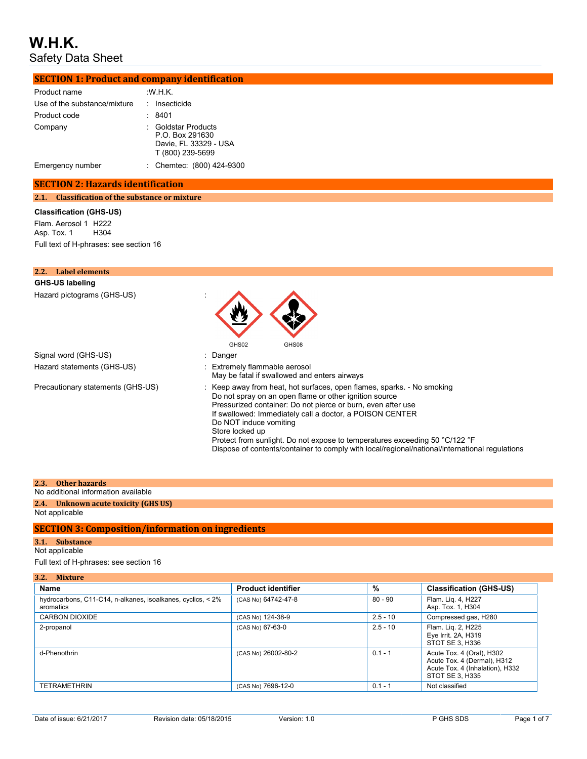# W.H.K.
Safety Data Sheet

## SECTION 1: Product and company identification

| | |
|---|---|
| Product name | :W.H.K. |
| Use of the substance/mixture | : Insecticide |
| Product code | : 8401 |
| Company | : Goldstar Products<br>P.O. Box 291630<br>Davie, FL 33329 - USA<br>T (800) 239-5699 |
| Emergency number | : Chemtec: (800) 424-9300 |

## SECTION 2: Hazards identification

### 2.1. Classification of the substance or mixture

**Classification (GHS-US)**

Flam. Aerosol 1 H222
Asp. Tox. 1 H304

Full text of H-phrases: see section 16

### 2.2. Label elements

**GHS-US labeling**

Hazard pictograms (GHS-US) :

GHS02 GHS08

Signal word (GHS-US) : Danger

Hazard statements (GHS-US) : Extremely flammable aerosol
May be fatal if swallowed and enters airways

Precautionary statements (GHS-US) : Keep away from heat, hot surfaces, open flames, sparks. - No smoking
Do not spray on an open flame or other ignition source
Pressurized container: Do not pierce or burn, even after use
If swallowed: Immediately call a doctor, a POISON CENTER
Do NOT induce vomiting
Store locked up
Protect from sunlight. Do not expose to temperatures exceeding 50 °C/122 °F
Dispose of contents/container to comply with local/regional/national/international regulations

### 2.3. Other hazards

No additional information available

### 2.4. Unknown acute toxicity (GHS US)

Not applicable

## SECTION 3: Composition/information on ingredients

### 3.1. Substance

Not applicable

Full text of H-phrases: see section 16

### 3.2. Mixture

| Name | Product identifier | % | Classification (GHS-US) |
|---|---|---|---|
| hydrocarbons, C11-C14, n-alkanes, isoalkanes, cyclics, < 2% aromatics | (CAS No) 64742-47-8 | 80 - 90 | Flam. Liq. 4, H227<br>Asp. Tox. 1, H304 |
| CARBON DIOXIDE | (CAS No) 124-38-9 | 2.5 - 10 | Compressed gas, H280 |
| 2-propanol | (CAS No) 67-63-0 | 2.5 - 10 | Flam. Liq. 2, H225<br>Eye Irrit. 2A, H319<br>STOT SE 3, H336 |
| d-Phenothrin | (CAS No) 26002-80-2 | 0.1 - 1 | Acute Tox. 4 (Oral), H302<br>Acute Tox. 4 (Dermal), H312<br>Acute Tox. 4 (Inhalation), H332<br>STOT SE 3, H335 |
| TETRAMETHRIN | (CAS No) 7696-12-0 | 0.1 - 1 | Not classified |

Date of issue: 6/21/2017 Revision date: 05/18/2015 Version: 1.0 P GHS SDS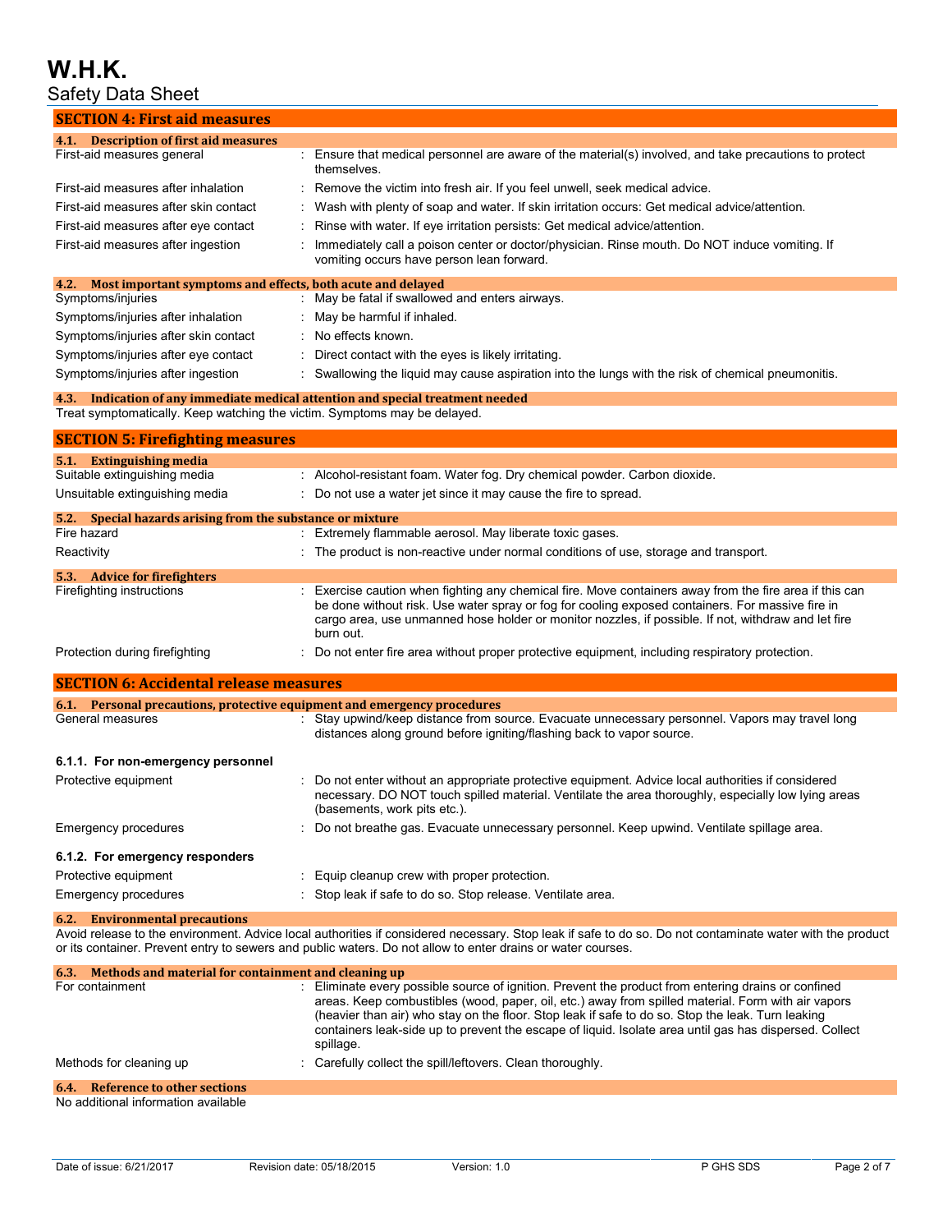## SECTION 4: First aid measures

### 4.1. Description of first aid measures

| | |
|---|---|
| First-aid measures general | : Ensure that medical personnel are aware of the material(s) involved, and take precautions to protect themselves. |
| First-aid measures after inhalation | : Remove the victim into fresh air. If you feel unwell, seek medical advice. |
| First-aid measures after skin contact | : Wash with plenty of soap and water. If skin irritation occurs: Get medical advice/attention. |
| First-aid measures after eye contact | : Rinse with water. If eye irritation persists: Get medical advice/attention. |
| First-aid measures after ingestion | : Immediately call a poison center or doctor/physician. Rinse mouth. Do NOT induce vomiting. If vomiting occurs have person lean forward. |

### 4.2. Most important symptoms and effects, both acute and delayed

| | |
|---|---|
| Symptoms/injuries | : May be fatal if swallowed and enters airways. |
| Symptoms/injuries after inhalation | : May be harmful if inhaled. |
| Symptoms/injuries after skin contact | : No effects known. |
| Symptoms/injuries after eye contact | : Direct contact with the eyes is likely irritating. |
| Symptoms/injuries after ingestion | : Swallowing the liquid may cause aspiration into the lungs with the risk of chemical pneumonitis. |

### 4.3. Indication of any immediate medical attention and special treatment needed

Treat symptomatically. Keep watching the victim. Symptoms may be delayed.

## SECTION 5: Firefighting measures

### 5.1. Extinguishing media

| | |
|---|---|
| Suitable extinguishing media | : Alcohol-resistant foam. Water fog. Dry chemical powder. Carbon dioxide. |
| Unsuitable extinguishing media | : Do not use a water jet since it may cause the fire to spread. |

### 5.2. Special hazards arising from the substance or mixture

| | |
|---|---|
| Fire hazard | : Extremely flammable aerosol. May liberate toxic gases. |
| Reactivity | : The product is non-reactive under normal conditions of use, storage and transport. |

### 5.3. Advice for firefighters

| | |
|---|---|
| Firefighting instructions | : Exercise caution when fighting any chemical fire. Move containers away from the fire area if this can be done without risk. Use water spray or fog for cooling exposed containers. For massive fire in cargo area, use unmanned hose holder or monitor nozzles, if possible. If not, withdraw and let fire burn out. |
| Protection during firefighting | : Do not enter fire area without proper protective equipment, including respiratory protection. |

## SECTION 6: Accidental release measures

### 6.1. Personal precautions, protective equipment and emergency procedures

| | |
|---|---|
| General measures | : Stay upwind/keep distance from source. Evacuate unnecessary personnel. Vapors may travel long distances along ground before igniting/flashing back to vapor source. |

#### 6.1.1. For non-emergency personnel

| | |
|---|---|
| Protective equipment | : Do not enter without an appropriate protective equipment. Advice local authorities if considered necessary. DO NOT touch spilled material. Ventilate the area thoroughly, especially low lying areas (basements, work pits etc.). |
| Emergency procedures | : Do not breathe gas. Evacuate unnecessary personnel. Keep upwind. Ventilate spillage area. |

#### 6.1.2. For emergency responders

| | |
|---|---|
| Protective equipment | : Equip cleanup crew with proper protection. |
| Emergency procedures | : Stop leak if safe to do so. Stop release. Ventilate area. |

### 6.2. Environmental precautions

Avoid release to the environment. Advice local authorities if considered necessary. Stop leak if safe to do so. Do not contaminate water with the product or its container. Prevent entry to sewers and public waters. Do not allow to enter drains or water courses.

### 6.3. Methods and material for containment and cleaning up

| | |
|---|---|
| For containment | : Eliminate every possible source of ignition. Prevent the product from entering drains or confined areas. Keep combustibles (wood, paper, oil, etc.) away from spilled material. Form with air vapors (heavier than air) who stay on the floor. Stop leak if safe to do so. Stop the leak. Turn leaking containers leak-side up to prevent the escape of liquid. Isolate area until gas has dispersed. Collect spillage. |
| Methods for cleaning up | : Carefully collect the spill/leftovers. Clean thoroughly. |

### 6.4. Reference to other sections

No additional information available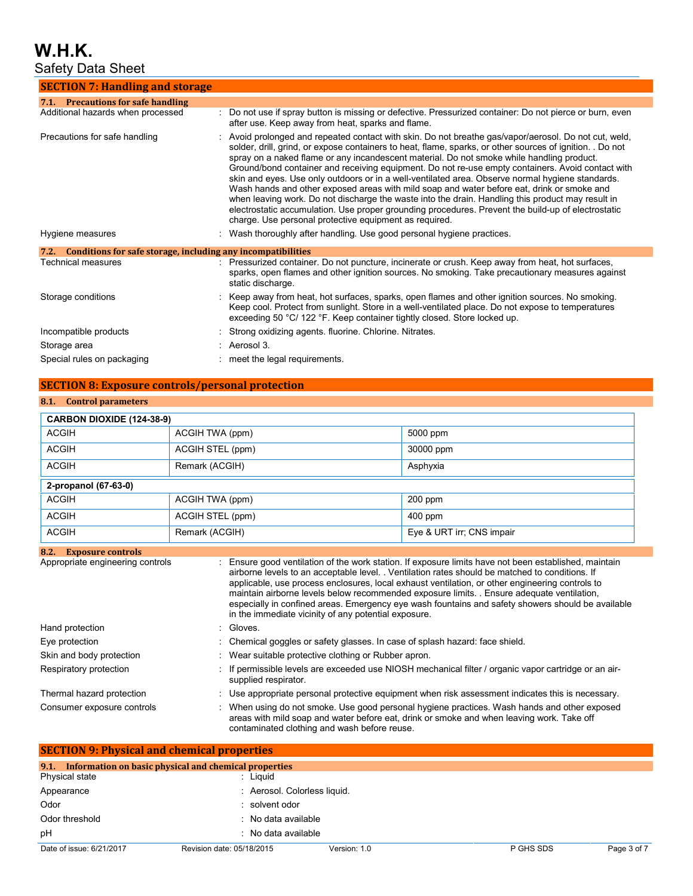## SECTION 7: Handling and storage

### 7.1. Precautions for safe handling

| | |
|---|---|
| Additional hazards when processed | : Do not use if spray button is missing or defective. Pressurized container: Do not pierce or burn, even after use. Keep away from heat, sparks and flame. |
| Precautions for safe handling | : Avoid prolonged and repeated contact with skin. Do not breathe gas/vapor/aerosol. Do not cut, weld, solder, drill, grind, or expose containers to heat, flame, sparks, or other sources of ignition. . Do not spray on a naked flame or any incandescent material. Do not smoke while handling product. Ground/bond container and receiving equipment. Do not re-use empty containers. Avoid contact with skin and eyes. Use only outdoors or in a well-ventilated area. Observe normal hygiene standards. Wash hands and other exposed areas with mild soap and water before eat, drink or smoke and when leaving work. Do not discharge the waste into the drain. Handling this product may result in electrostatic accumulation. Use proper grounding procedures. Prevent the build-up of electrostatic charge. Use personal protective equipment as required. |
| Hygiene measures | : Wash thoroughly after handling. Use good personal hygiene practices. |

### 7.2. Conditions for safe storage, including any incompatibilities

| | |
|---|---|
| Technical measures | : Pressurized container. Do not puncture, incinerate or crush. Keep away from heat, hot surfaces, sparks, open flames and other ignition sources. No smoking. Take precautionary measures against static discharge. |
| Storage conditions | : Keep away from heat, hot surfaces, sparks, open flames and other ignition sources. No smoking. Keep cool. Protect from sunlight. Store in a well-ventilated place. Do not expose to temperatures exceeding 50 °C/ 122 °F. Keep container tightly closed. Store locked up. |
| Incompatible products | : Strong oxidizing agents. fluorine. Chlorine. Nitrates. |
| Storage area | : Aerosol 3. |
| Special rules on packaging | : meet the legal requirements. |

## SECTION 8: Exposure controls/personal protection

### 8.1. Control parameters

| CARBON DIOXIDE (124-38-9) | | |
|---|---|---|
| ACGIH | ACGIH TWA (ppm) | 5000 ppm |
| ACGIH | ACGIH STEL (ppm) | 30000 ppm |
| ACGIH | Remark (ACGIH) | Asphyxia |

| 2-propanol (67-63-0) | | |
|---|---|---|
| ACGIH | ACGIH TWA (ppm) | 200 ppm |
| ACGIH | ACGIH STEL (ppm) | 400 ppm |
| ACGIH | Remark (ACGIH) | Eye & URT irr; CNS impair |

### 8.2. Exposure controls

| | |
|---|---|
| Appropriate engineering controls | : Ensure good ventilation of the work station. If exposure limits have not been established, maintain airborne levels to an acceptable level. . Ventilation rates should be matched to conditions. If applicable, use process enclosures, local exhaust ventilation, or other engineering controls to maintain airborne levels below recommended exposure limits. . Ensure adequate ventilation, especially in confined areas. Emergency eye wash fountains and safety showers should be available in the immediate vicinity of any potential exposure. |
| Hand protection | : Gloves. |
| Eye protection | : Chemical goggles or safety glasses. In case of splash hazard: face shield. |
| Skin and body protection | : Wear suitable protective clothing or Rubber apron. |
| Respiratory protection | : If permissible levels are exceeded use NIOSH mechanical filter / organic vapor cartridge or an air-supplied respirator. |
| Thermal hazard protection | : Use appropriate personal protective equipment when risk assessment indicates this is necessary. |
| Consumer exposure controls | : When using do not smoke. Use good personal hygiene practices. Wash hands and other exposed areas with mild soap and water before eat, drink or smoke and when leaving work. Take off contaminated clothing and wash before reuse. |

## SECTION 9: Physical and chemical properties

### 9.1. Information on basic physical and chemical properties

| | |
|---|---|
| Physical state | : Liquid |
| Appearance | : Aerosol. Colorless liquid. |
| Odor | : solvent odor |
| Odor threshold | : No data available |
| pH | : No data available |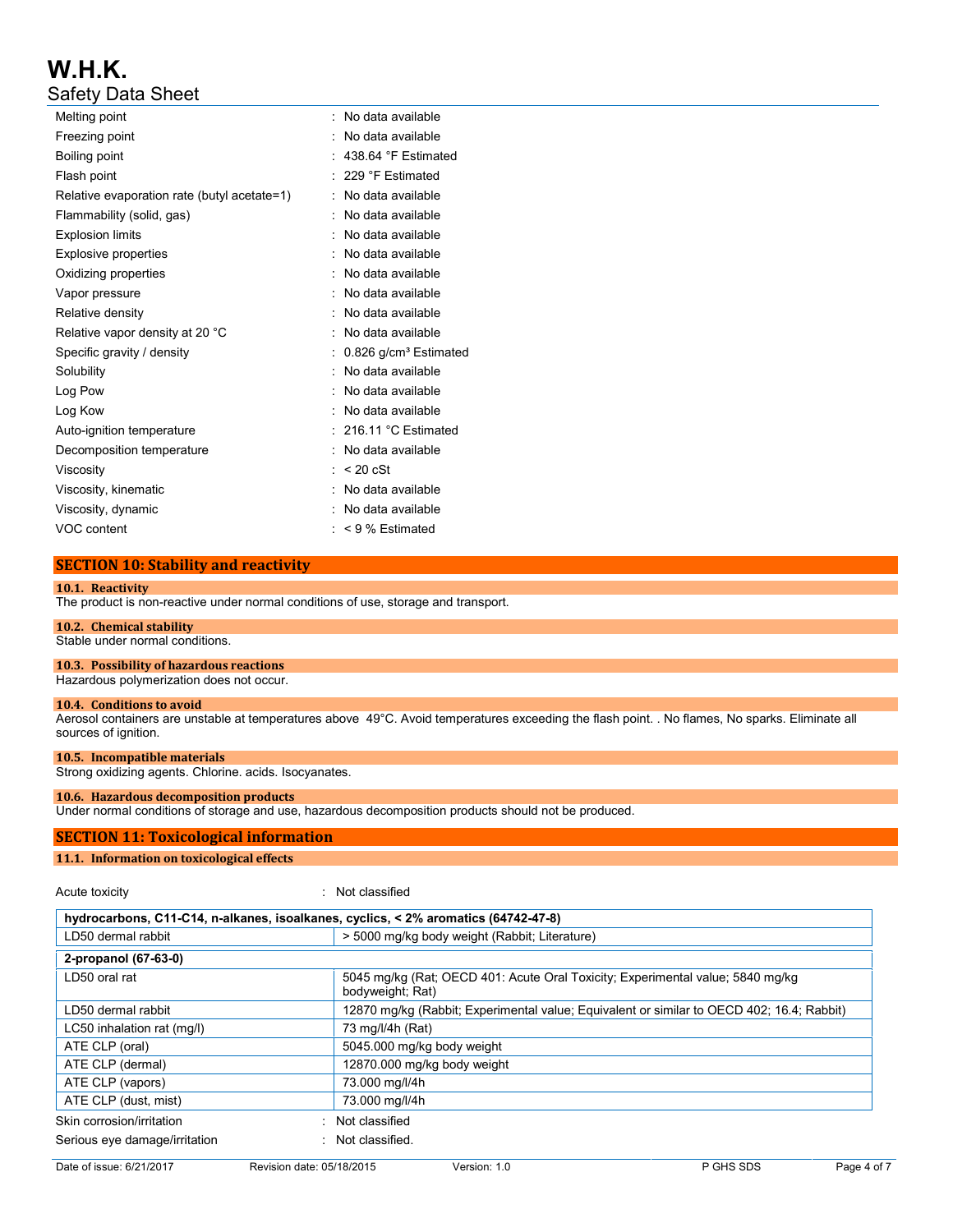| | |
|---|---|
| Melting point | : No data available |
| Freezing point | : No data available |
| Boiling point | : 438.64 °F Estimated |
| Flash point | : 229 °F Estimated |
| Relative evaporation rate (butyl acetate=1) | : No data available |
| Flammability (solid, gas) | : No data available |
| Explosion limits | : No data available |
| Explosive properties | : No data available |
| Oxidizing properties | : No data available |
| Vapor pressure | : No data available |
| Relative density | : No data available |
| Relative vapor density at 20 °C | : No data available |
| Specific gravity / density | : 0.826 g/cm³ Estimated |
| Solubility | : No data available |
| Log Pow | : No data available |
| Log Kow | : No data available |
| Auto-ignition temperature | : 216.11 °C Estimated |
| Decomposition temperature | : No data available |
| Viscosity | : < 20 cSt |
| Viscosity, kinematic | : No data available |
| Viscosity, dynamic | : No data available |
| VOC content | : < 9 % Estimated |

## SECTION 10: Stability and reactivity

### 10.1. Reactivity

The product is non-reactive under normal conditions of use, storage and transport.

### 10.2. Chemical stability

Stable under normal conditions.

### 10.3. Possibility of hazardous reactions

Hazardous polymerization does not occur.

### 10.4. Conditions to avoid

Aerosol containers are unstable at temperatures above 49°C. Avoid temperatures exceeding the flash point. . No flames, No sparks. Eliminate all sources of ignition.

### 10.5. Incompatible materials

Strong oxidizing agents. Chlorine. acids. Isocyanates.

### 10.6. Hazardous decomposition products

Under normal conditions of storage and use, hazardous decomposition products should not be produced.

## SECTION 11: Toxicological information

### 11.1. Information on toxicological effects

Acute toxicity : Not classified

| hydrocarbons, C11-C14, n-alkanes, isoalkanes, cyclics, < 2% aromatics (64742-47-8) | |
|---|---|
| LD50 dermal rabbit | > 5000 mg/kg body weight (Rabbit; Literature) |
| **2-propanol (67-63-0)** | |
| LD50 oral rat | 5045 mg/kg (Rat; OECD 401: Acute Oral Toxicity; Experimental value; 5840 mg/kg bodyweight; Rat) |
| LD50 dermal rabbit | 12870 mg/kg (Rabbit; Experimental value; Equivalent or similar to OECD 402; 16.4; Rabbit) |
| LC50 inhalation rat (mg/l) | 73 mg/l/4h (Rat) |
| ATE CLP (oral) | 5045.000 mg/kg body weight |
| ATE CLP (dermal) | 12870.000 mg/kg body weight |
| ATE CLP (vapors) | 73.000 mg/l/4h |
| ATE CLP (dust, mist) | 73.000 mg/l/4h |

Skin corrosion/irritation : Not classified

Serious eye damage/irritation : Not classified.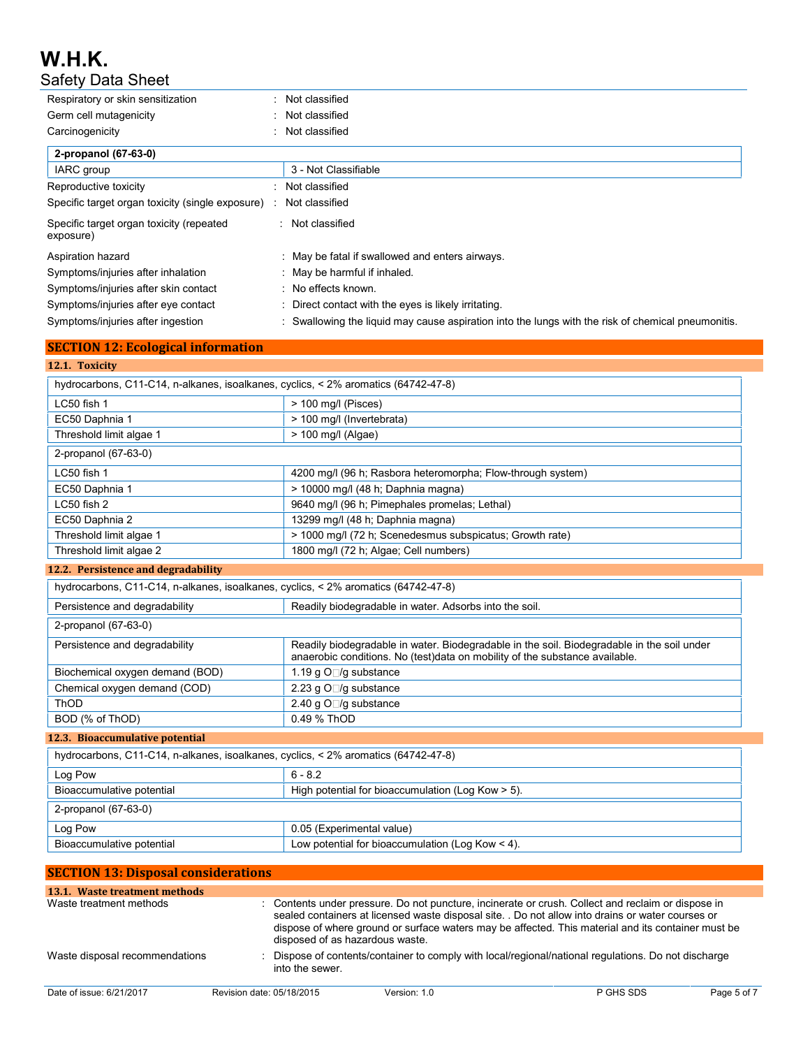| | |
|---|---|
| Respiratory or skin sensitization | : Not classified |
| Germ cell mutagenicity | : Not classified |
| Carcinogenicity | : Not classified |

| 2-propanol (67-63-0) | |
|---|---|
| IARC group | 3 - Not Classifiable |

| | |
|---|---|
| Reproductive toxicity | : Not classified |
| Specific target organ toxicity (single exposure) | : Not classified |
| Specific target organ toxicity (repeated exposure) | : Not classified |
| Aspiration hazard | : May be fatal if swallowed and enters airways. |
| Symptoms/injuries after inhalation | : May be harmful if inhaled. |
| Symptoms/injuries after skin contact | : No effects known. |
| Symptoms/injuries after eye contact | : Direct contact with the eyes is likely irritating. |
| Symptoms/injuries after ingestion | : Swallowing the liquid may cause aspiration into the lungs with the risk of chemical pneumonitis. |

## SECTION 12: Ecological information

### 12.1. Toxicity

| hydrocarbons, C11-C14, n-alkanes, isoalkanes, cyclics, < 2% aromatics (64742-47-8) | |
|---|---|
| LC50 fish 1 | > 100 mg/l (Pisces) |
| EC50 Daphnia 1 | > 100 mg/l (Invertebrata) |
| Threshold limit algae 1 | > 100 mg/l (Algae) |

| 2-propanol (67-63-0) | |
|---|---|
| LC50 fish 1 | 4200 mg/l (96 h; Rasbora heteromorpha; Flow-through system) |
| EC50 Daphnia 1 | > 10000 mg/l (48 h; Daphnia magna) |
| LC50 fish 2 | 9640 mg/l (96 h; Pimephales promelas; Lethal) |
| EC50 Daphnia 2 | 13299 mg/l (48 h; Daphnia magna) |
| Threshold limit algae 1 | > 1000 mg/l (72 h; Scenedesmus subspicatus; Growth rate) |
| Threshold limit algae 2 | 1800 mg/l (72 h; Algae; Cell numbers) |

### 12.2. Persistence and degradability

| hydrocarbons, C11-C14, n-alkanes, isoalkanes, cyclics, < 2% aromatics (64742-47-8) | |
|---|---|
| Persistence and degradability | Readily biodegradable in water. Adsorbs into the soil. |

| 2-propanol (67-63-0) | |
|---|---|
| Persistence and degradability | Readily biodegradable in water. Biodegradable in the soil. Biodegradable in the soil under anaerobic conditions. No (test)data on mobility of the substance available. |
| Biochemical oxygen demand (BOD) | 1.19 g $O_2$/g substance |
| Chemical oxygen demand (COD) | 2.23 g $O_2$/g substance |
| ThOD | 2.40 g $O_2$/g substance |
| BOD (% of ThOD) | 0.49 % ThOD |

### 12.3. Bioaccumulative potential

| hydrocarbons, C11-C14, n-alkanes, isoalkanes, cyclics, < 2% aromatics (64742-47-8) | |
|---|---|
| Log Pow | 6 - 8.2 |
| Bioaccumulative potential | High potential for bioaccumulation (Log Kow > 5). |

| 2-propanol (67-63-0) | |
|---|---|
| Log Pow | 0.05 (Experimental value) |
| Bioaccumulative potential | Low potential for bioaccumulation (Log Kow < 4). |

## SECTION 13: Disposal considerations

### 13.1. Waste treatment methods

| | |
|---|---|
| Waste treatment methods | : Contents under pressure. Do not puncture, incinerate or crush. Collect and reclaim or dispose in sealed containers at licensed waste disposal site. . Do not allow into drains or water courses or dispose of where ground or surface waters may be affected. This material and its container must be disposed of as hazardous waste. |
| Waste disposal recommendations | : Dispose of contents/container to comply with local/regional/national regulations. Do not discharge into the sewer. |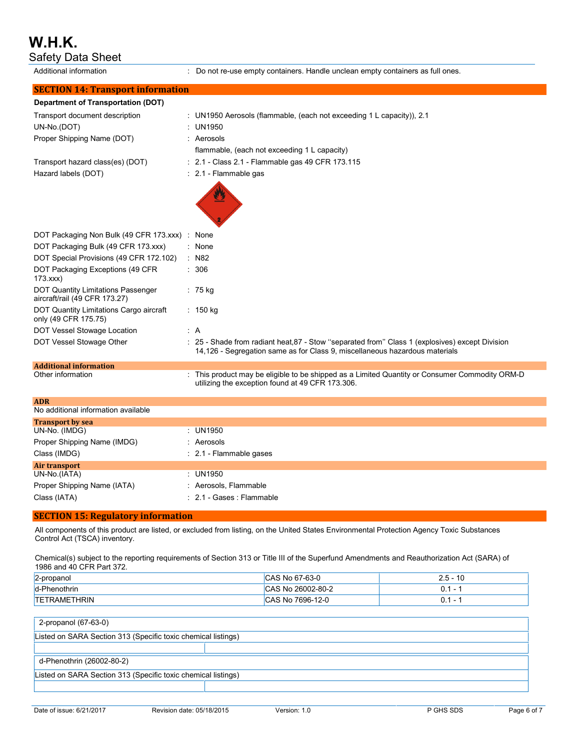| | | |
|---|---|---|
| Additional information | : | Do not re-use empty containers. Handle unclean empty containers as full ones. |

## SECTION 14: Transport information

**Department of Transportation (DOT)**

| | | |
|---|---|---|
| Transport document description | : | UN1950 Aerosols (flammable, (each not exceeding 1 L capacity)), 2.1 |
| UN-No.(DOT) | : | UN1950 |
| Proper Shipping Name (DOT) | : | Aerosols<br>flammable, (each not exceeding 1 L capacity) |
| Transport hazard class(es) (DOT) | : | 2.1 - Class 2.1 - Flammable gas 49 CFR 173.115 |
| Hazard labels (DOT) | : | 2.1 - Flammable gas |
| DOT Packaging Non Bulk (49 CFR 173.xxx) | : | None |
| DOT Packaging Bulk (49 CFR 173.xxx) | : | None |
| DOT Special Provisions (49 CFR 172.102) | : | N82 |
| DOT Packaging Exceptions (49 CFR 173.xxx) | : | 306 |
| DOT Quantity Limitations Passenger aircraft/rail (49 CFR 173.27) | : | 75 kg |
| DOT Quantity Limitations Cargo aircraft only (49 CFR 175.75) | : | 150 kg |
| DOT Vessel Stowage Location | : | A |
| DOT Vessel Stowage Other | : | 25 - Shade from radiant heat,87 - Stow "separated from" Class 1 (explosives) except Division 14,126 - Segregation same as for Class 9, miscellaneous hazardous materials |

### Additional information

| | | |
|---|---|---|
| Other information | : | This product may be eligible to be shipped as a Limited Quantity or Consumer Commodity ORM-D utilizing the exception found at 49 CFR 173.306. |

### ADR

No additional information available

### Transport by sea

| | | |
|---|---|---|
| UN-No. (IMDG) | : | UN1950 |
| Proper Shipping Name (IMDG) | : | Aerosols |
| Class (IMDG) | : | 2.1 - Flammable gases |

### Air transport

| | | |
|---|---|---|
| UN-No.(IATA) | : | UN1950 |
| Proper Shipping Name (IATA) | : | Aerosols, Flammable |
| Class (IATA) | : | 2.1 - Gases : Flammable |

## SECTION 15: Regulatory information

All components of this product are listed, or excluded from listing, on the United States Environmental Protection Agency Toxic Substances Control Act (TSCA) inventory.

Chemical(s) subject to the reporting requirements of Section 313 or Title III of the Superfund Amendments and Reauthorization Act (SARA) of 1986 and 40 CFR Part 372.

| | | |
|---|---|---|
| 2-propanol | CAS No 67-63-0 | 2.5 - 10 |
| d-Phenothrin | CAS No 26002-80-2 | 0.1 - 1 |
| TETRAMETHRIN | CAS No 7696-12-0 | 0.1 - 1 |

| 2-propanol (67-63-0) |
|---|
| Listed on SARA Section 313 (Specific toxic chemical listings) |

| d-Phenothrin (26002-80-2) |
|---|
| Listed on SARA Section 313 (Specific toxic chemical listings) |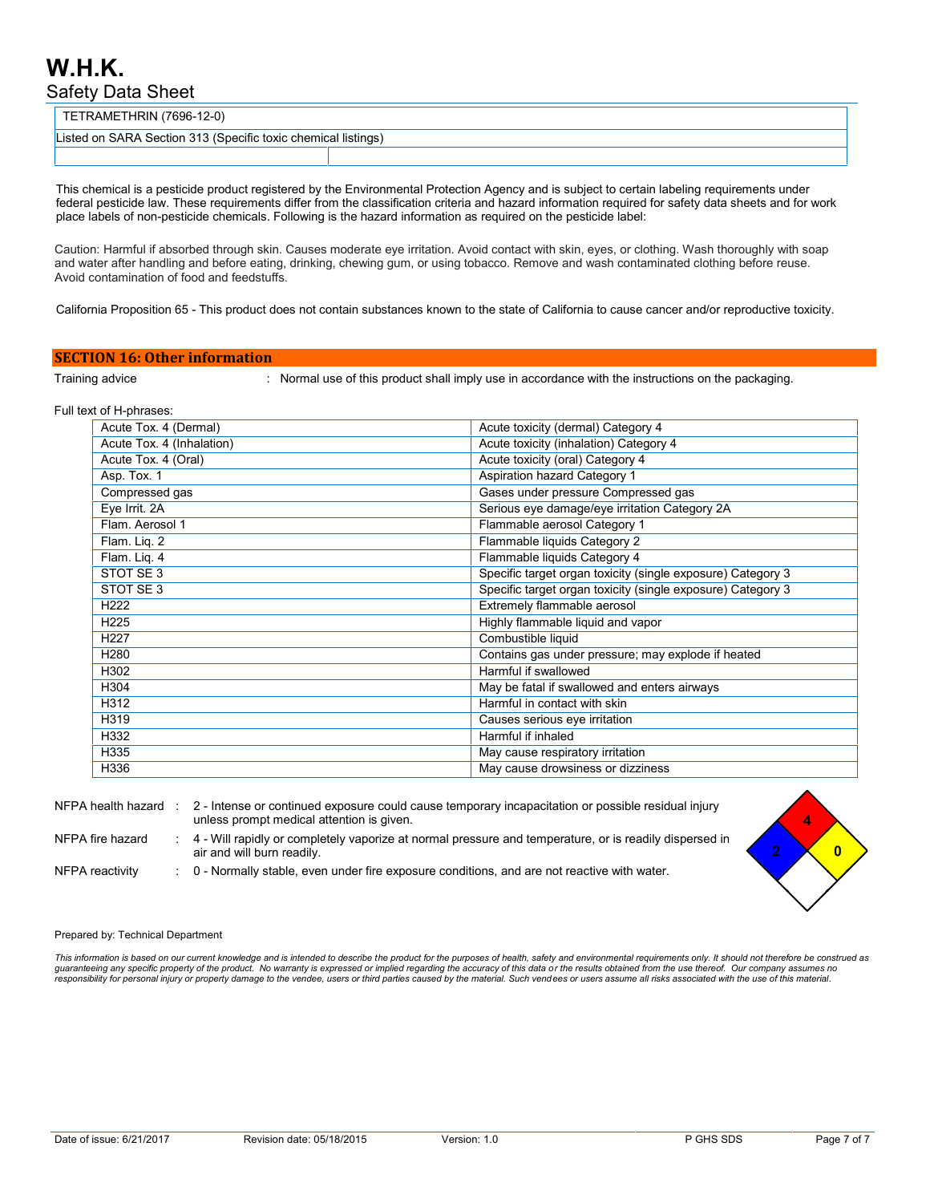| TETRAMETHRIN (7696-12-0) | |
|---|---|
| Listed on SARA Section 313 (Specific toxic chemical listings) | |
| | |

This chemical is a pesticide product registered by the Environmental Protection Agency and is subject to certain labeling requirements under federal pesticide law. These requirements differ from the classification criteria and hazard information required for safety data sheets and for work place labels of non-pesticide chemicals. Following is the hazard information as required on the pesticide label:

Caution: Harmful if absorbed through skin. Causes moderate eye irritation. Avoid contact with skin, eyes, or clothing. Wash thoroughly with soap and water after handling and before eating, drinking, chewing gum, or using tobacco. Remove and wash contaminated clothing before reuse. Avoid contamination of food and feedstuffs.

California Proposition 65 - This product does not contain substances known to the state of California to cause cancer and/or reproductive toxicity.

## SECTION 16: Other information

Training advice : Normal use of this product shall imply use in accordance with the instructions on the packaging.

Full text of H-phrases:

| | |
|---|---|
| Acute Tox. 4 (Dermal) | Acute toxicity (dermal) Category 4 |
| Acute Tox. 4 (Inhalation) | Acute toxicity (inhalation) Category 4 |
| Acute Tox. 4 (Oral) | Acute toxicity (oral) Category 4 |
| Asp. Tox. 1 | Aspiration hazard Category 1 |
| Compressed gas | Gases under pressure Compressed gas |
| Eye Irrit. 2A | Serious eye damage/eye irritation Category 2A |
| Flam. Aerosol 1 | Flammable aerosol Category 1 |
| Flam. Liq. 2 | Flammable liquids Category 2 |
| Flam. Liq. 4 | Flammable liquids Category 4 |
| STOT SE 3 | Specific target organ toxicity (single exposure) Category 3 |
| STOT SE 3 | Specific target organ toxicity (single exposure) Category 3 |
| H222 | Extremely flammable aerosol |
| H225 | Highly flammable liquid and vapor |
| H227 | Combustible liquid |
| H280 | Contains gas under pressure; may explode if heated |
| H302 | Harmful if swallowed |
| H304 | May be fatal if swallowed and enters airways |
| H312 | Harmful in contact with skin |
| H319 | Causes serious eye irritation |
| H332 | Harmful if inhaled |
| H335 | May cause respiratory irritation |
| H336 | May cause drowsiness or dizziness |

NFPA health hazard : 2 - Intense or continued exposure could cause temporary incapacitation or possible residual injury unless prompt medical attention is given.

NFPA fire hazard : 4 - Will rapidly or completely vaporize at normal pressure and temperature, or is readily dispersed in air and will burn readily.

NFPA reactivity : 0 - Normally stable, even under fire exposure conditions, and are not reactive with water.

4
2
0

Prepared by: Technical Department

*This information is based on our current knowledge and is intended to describe the product for the purposes of health, safety and environmental requirements only. It should not therefore be construed as guaranteeing any specific property of the product. No warranty is expressed or implied regarding the accuracy of this data or the results obtained from the use thereof. Our company assumes no responsibility for personal injury or property damage to the vendee, users or third parties caused by the material. Such vendees or users assume all risks associated with the use of this material.*